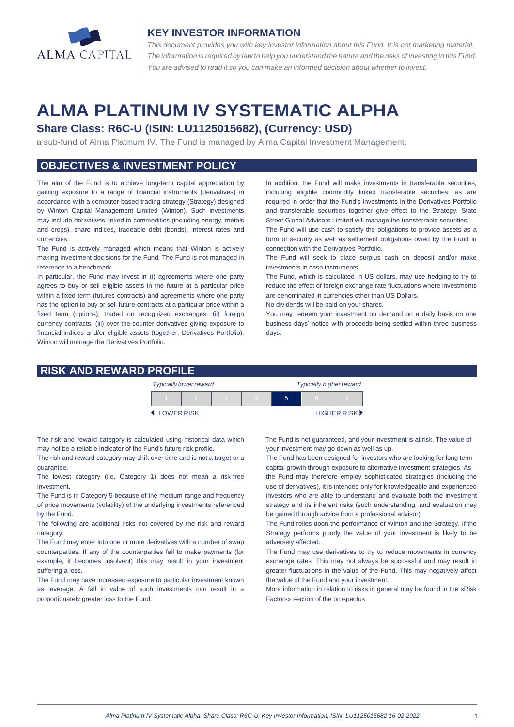## KEY INVESTOR INFORMATION

*This document provides you with key investor information about this Fund. It is not marketing material. The information is required by law to help you understand the nature and the risks of investing in this Fund. You are advised to read it so you can make an informed decision about whether to invest.*

# ALMA PLATINUM IV SYSTEMATIC ALPHA

### Share Class: R6C-U (ISIN: LU1125015682), (Currency: USD)

a sub-fund of Alma Platinum IV. The Fund is managed by Alma Capital Investment Management.

## OBJECTIVES & INVESTMENT POLICY

The aim of the Fund is to achieve long-term capital appreciation by gaining exposure to a range of financial instruments (derivatives) in accordance with a computer-based trading strategy (Strategy) designed by Winton Capital Management Limited (Winton). Such investments may include derivatives linked to commodities (including energy, metals and crops), share indices, tradeable debt (bonds), interest rates and currencies.

The Fund is actively managed which means that Winton is actively making investment decisions for the Fund. The Fund is not managed in reference to a benchmark.

In particular, the Fund may invest in (i) agreements where one party agrees to buy or sell eligible assets in the future at a particular price within a fixed term (futures contracts) and agreements where one party has the option to buy or sell future contracts at a particular price within a fixed term (options), traded on recognized exchanges, (ii) foreign currency contracts, (iii) over-the-counter derivatives giving exposure to financial indices and/or eligible assets (together, Derivatives Portfolio). Winton will manage the Derivatives Portfolio.

In addition, the Fund will make investments in transferable securities, including eligible commodity linked transferable securities, as are required in order that the Fund's investments in the Derivatives Portfolio and transferable securities together give effect to the Strategy. State Street Global Advisors Limited will manage the transferable securities.

The Fund will use cash to satisfy the obligations to provide assets as a form of security as well as settlement obligations owed by the Fund in connection with the Derivatives Portfolio.

The Fund will seek to place surplus cash on deposit and/or make investments in cash instruments.

The Fund, which is calculated in US dollars, may use hedging to try to reduce the effect of foreign exchange rate fluctuations where investments are denominated in currencies other than US Dollars.

No dividends will be paid on your shares.

You may redeem your investment on demand on a daily basis on one business days' notice with proceeds being settled within three business days.

## RISK AND REWARD PROFILE

*Typically lower reward* — *Typically higher reward*

| 1 | 2 | 3 | 4 | **5** | 6 | 7 |
|---|---|---|---|---|---|---|

◀ LOWER RISK — HIGHER RISK ▶

The risk and reward category is calculated using historical data which may not be a reliable indicator of the Fund's future risk profile.

The risk and reward category may shift over time and is not a target or a guarantee.

The lowest category (i.e. Category 1) does not mean a risk-free investment.

The Fund is in Category 5 because of the medium range and frequency of price movements (volatility) of the underlying investments referenced by the Fund.

The following are additional risks not covered by the risk and reward category.

The Fund may enter into one or more derivatives with a number of swap counterparties. If any of the counterparties fail to make payments (for example, it becomes insolvent) this may result in your investment suffering a loss.

The Fund may have increased exposure to particular investment known as leverage. A fall in value of such investments can result in a proportionately greater loss to the Fund.

The Fund is not guaranteed, and your investment is at risk. The value of your investment may go down as well as up.

The Fund has been designed for investors who are looking for long term capital growth through exposure to alternative investment strategies. As the Fund may therefore employ sophisticated strategies (including the use of derivatives), it is intended only for knowledgeable and experienced investors who are able to understand and evaluate both the investment strategy and its inherent risks (such understanding, and evaluation may be gained through advice from a professional advisor).

The Fund relies upon the performance of Winton and the Strategy. If the Strategy performs poorly the value of your investment is likely to be adversely affected.

The Fund may use derivatives to try to reduce movements in currency exchange rates. This may not always be successful and may result in greater fluctuations in the value of the Fund. This may negatively affect the value of the Fund and your investment.

More information in relation to risks in general may be found in the «Risk Factors» section of the prospectus.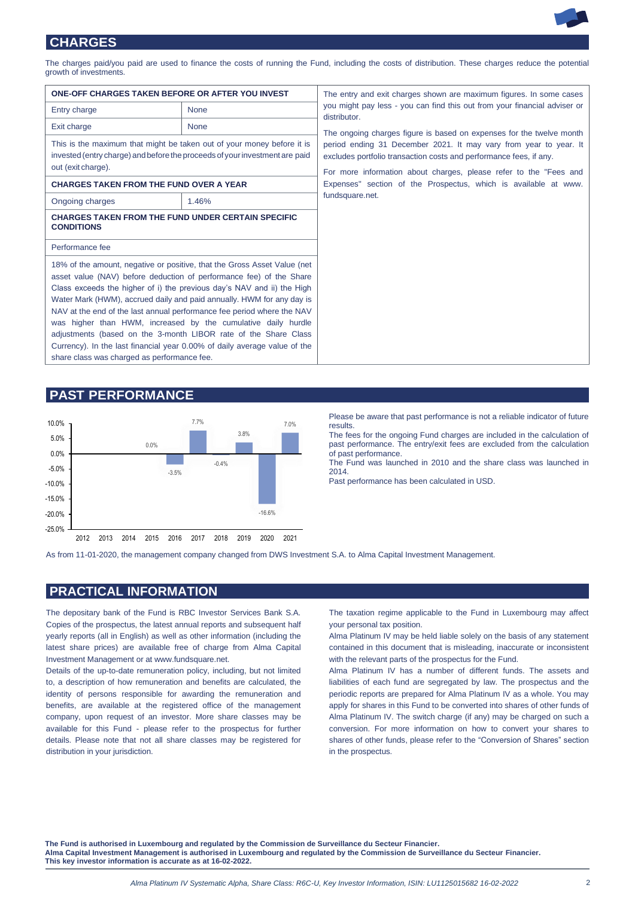## CHARGES

The charges paid/you paid are used to finance the costs of running the Fund, including the costs of distribution. These charges reduce the potential growth of investments.

| ONE-OFF CHARGES TAKEN BEFORE OR AFTER YOU INVEST | |
|---|---|
| Entry charge | None |
| Exit charge | None |
| This is the maximum that might be taken out of your money before it is invested (entry charge) and before the proceeds of your investment are paid out (exit charge). | |
| **CHARGES TAKEN FROM THE FUND OVER A YEAR** | |
| Ongoing charges | 1.46% |
| **CHARGES TAKEN FROM THE FUND UNDER CERTAIN SPECIFIC CONDITIONS** | |
| Performance fee | |
| 18% of the amount, negative or positive, that the Gross Asset Value (net asset value (NAV) before deduction of performance fee) of the Share Class exceeds the higher of i) the previous day's NAV and ii) the High Water Mark (HWM), accrued daily and paid annually. HWM for any day is NAV at the end of the last annual performance fee period where the NAV was higher than HWM, increased by the cumulative daily hurdle adjustments (based on the 3-month LIBOR rate of the Share Class Currency). In the last financial year 0.00% of daily average value of the share class was charged as performance fee. | |

The entry and exit charges shown are maximum figures. In some cases you might pay less - you can find this out from your financial adviser or distributor.

The ongoing charges figure is based on expenses for the twelve month period ending 31 December 2021. It may vary from year to year. It excludes portfolio transaction costs and performance fees, if any.

For more information about charges, please refer to the "Fees and Expenses" section of the Prospectus, which is available at www.fundsquare.net.

## PAST PERFORMANCE

10.0%
5.0%
0.0%
-5.0%
-10.0%
-15.0%
-20.0%
-25.0%

2012 2013 2014 2015 2016 2017 2018 2019 2020 2021

0.0% -3.5% 7.7% -0.4% 3.8% -16.6% 7.0%

Please be aware that past performance is not a reliable indicator of future results.

The fees for the ongoing Fund charges are included in the calculation of past performance. The entry/exit fees are excluded from the calculation of past performance.

The Fund was launched in 2010 and the share class was launched in 2014.

Past performance has been calculated in USD.

As from 11-01-2020, the management company changed from DWS Investment S.A. to Alma Capital Investment Management.

## PRACTICAL INFORMATION

The depositary bank of the Fund is RBC Investor Services Bank S.A. Copies of the prospectus, the latest annual reports and subsequent half yearly reports (all in English) as well as other information (including the latest share prices) are available free of charge from Alma Capital Investment Management or at www.fundsquare.net.

Details of the up-to-date remuneration policy, including, but not limited to, a description of how remuneration and benefits are calculated, the identity of persons responsible for awarding the remuneration and benefits, are available at the registered office of the management company, upon request of an investor. More share classes may be available for this Fund - please refer to the prospectus for further details. Please note that not all share classes may be registered for distribution in your jurisdiction.

The taxation regime applicable to the Fund in Luxembourg may affect your personal tax position.

Alma Platinum IV may be held liable solely on the basis of any statement contained in this document that is misleading, inaccurate or inconsistent with the relevant parts of the prospectus for the Fund.

Alma Platinum IV has a number of different funds. The assets and liabilities of each fund are segregated by law. The prospectus and the periodic reports are prepared for Alma Platinum IV as a whole. You may apply for shares in this Fund to be converted into shares of other funds of Alma Platinum IV. The switch charge (if any) may be charged on such a conversion. For more information on how to convert your shares to shares of other funds, please refer to the "Conversion of Shares" section in the prospectus.

**The Fund is authorised in Luxembourg and regulated by the Commission de Surveillance du Secteur Financier.**
**Alma Capital Investment Management is authorised in Luxembourg and regulated by the Commission de Surveillance du Secteur Financier.**
**This key investor information is accurate as at 16-02-2022.**